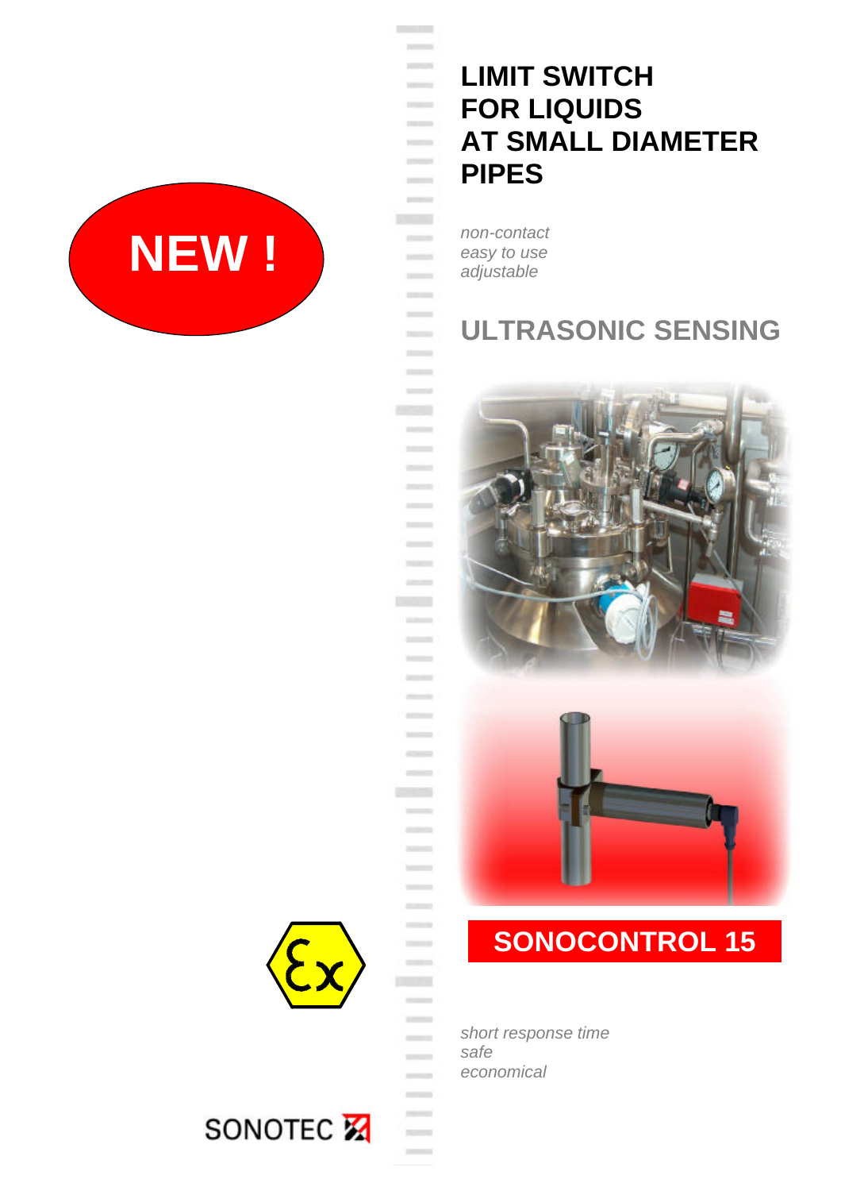NEW !

# LIMIT SWITCH FOR LIQUIDS AT SMALL DIAMETER PIPES

*non-contact*
*easy to use*
*adjustable*

## ULTRASONIC SENSING

## SONOCONTROL 15

*short response time*
*safe*
*economical*

SONOTEC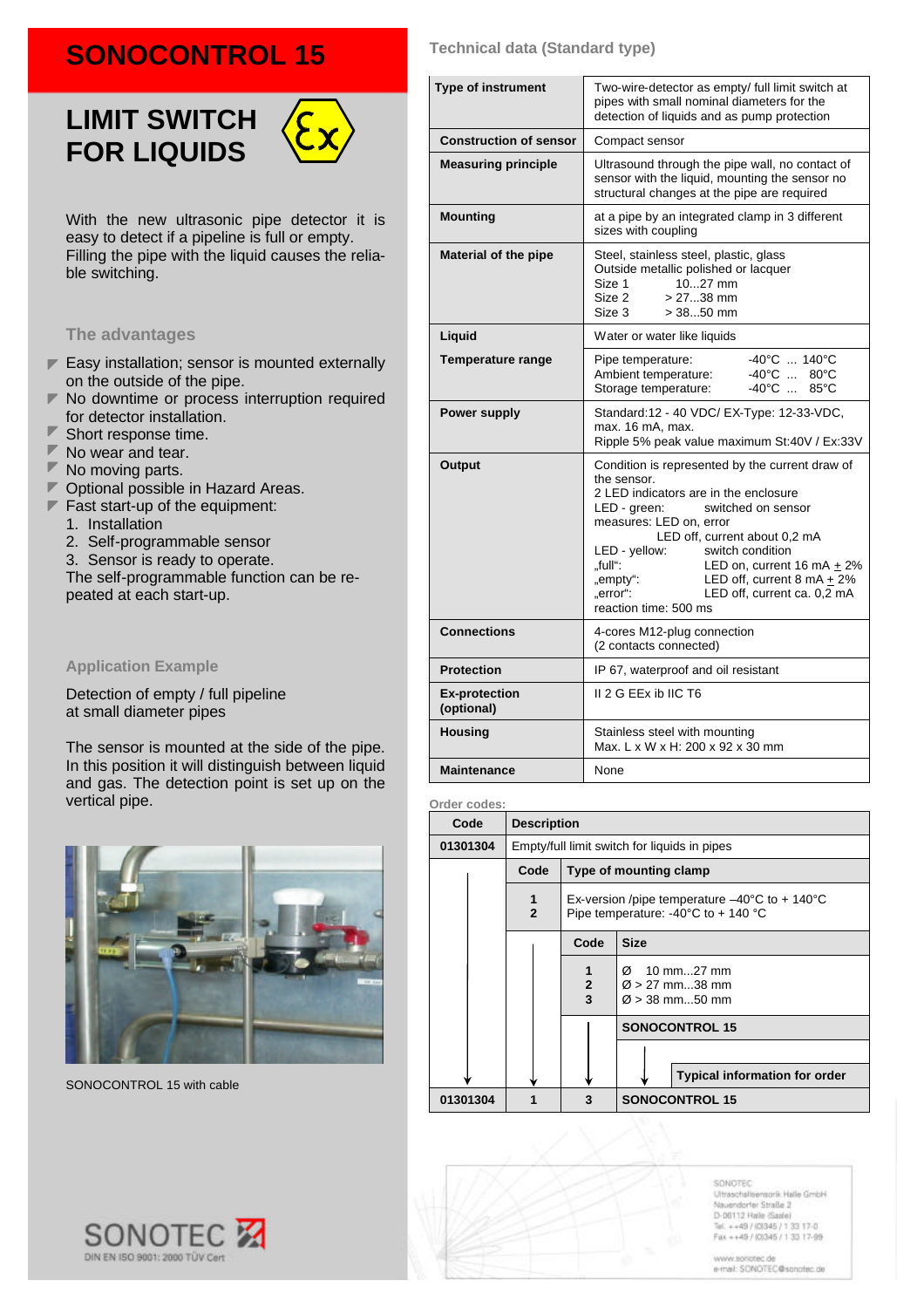# SONOCONTROL 15

## LIMIT SWITCH FOR LIQUIDS

With the new ultrasonic pipe detector it is easy to detect if a pipeline is full or empty. Filling the pipe with the liquid causes the reliable switching.

### The advantages

- Easy installation; sensor is mounted externally on the outside of the pipe.
- No downtime or process interruption required for detector installation.
- Short response time.
- No wear and tear.
- No moving parts.
- Optional possible in Hazard Areas.
- Fast start-up of the equipment:
  1. Installation
  2. Self-programmable sensor
  3. Sensor is ready to operate.

  The self-programmable function can be repeated at each start-up.

### Application Example

Detection of empty / full pipeline at small diameter pipes

The sensor is mounted at the side of the pipe. In this position it will distinguish between liquid and gas. The detection point is set up on the vertical pipe.

SONOCONTROL 15 with cable

### Technical data (Standard type)

| | |
|---|---|
| **Type of instrument** | Two-wire-detector as empty/ full limit switch at pipes with small nominal diameters for the detection of liquids and as pump protection |
| **Construction of sensor** | Compact sensor |
| **Measuring principle** | Ultrasound through the pipe wall, no contact of sensor with the liquid, mounting the sensor no structural changes at the pipe are required |
| **Mounting** | at a pipe by an integrated clamp in 3 different sizes with coupling |
| **Material of the pipe** | Steel, stainless steel, plastic, glass<br>Outside metallic polished or lacquer<br>Size 1 10...27 mm<br>Size 2 > 27...38 mm<br>Size 3 > 38...50 mm |
| **Liquid** | Water or water like liquids |
| **Temperature range** | Pipe temperature: -40°C ... 140°C<br>Ambient temperature: -40°C ... 80°C<br>Storage temperature: -40°C ... 85°C |
| **Power supply** | Standard:12 - 40 VDC/ EX-Type: 12-33-VDC, max. 16 mA, max.<br>Ripple 5% peak value maximum St:40V / Ex:33V |
| **Output** | Condition is represented by the current draw of the sensor.<br>2 LED indicators are in the enclosure<br>LED - green: switched on sensor<br>measures: LED on, error<br>LED off, current about 0,2 mA<br>LED - yellow: switch condition<br>„full": LED on, current 16 mA ± 2%<br>„empty": LED off, current 8 mA ± 2%<br>„error": LED off, current ca. 0,2 mA<br>reaction time: 500 ms |
| **Connections** | 4-cores M12-plug connection<br>(2 contacts connected) |
| **Protection** | IP 67, waterproof and oil resistant |
| **Ex-protection (optional)** | II 2 G EEx ib IIC T6 |
| **Housing** | Stainless steel with mounting<br>Max. L x W x H: 200 x 92 x 30 mm |
| **Maintenance** | None |

### Order codes:

| Code | Description | | |
|---|---|---|---|
| 01301304 | Empty/full limit switch for liquids in pipes | | |
| | **Code** | **Type of mounting clamp** | |
| | 1<br>2 | Ex-version /pipe temperature –40°C to + 140°C<br>Pipe temperature: -40°C to + 140 °C | |
| | | **Code** | **Size** |
| | | 1<br>2<br>3 | Ø 10 mm...27 mm<br>Ø > 27 mm...38 mm<br>Ø > 38 mm...50 mm |
| | | | **SONOCONTROL 15** |
| | | | **Typical information for order** |
| **01301304** | **1** | **3** | **SONOCONTROL 15** |

SONOTEC
DIN EN ISO 9001: 2000 TÜV Cert

SONOTEC
Ultraschallsensorik Halle GmbH
Nauendorfer Straße 2
D-06112 Halle (Saale)
Tel. ++49 / (0)345 / 1 33 17-0
Fax ++49 / (0)345 / 1 33 17-99

www.sonotec.de
e-mail: SONOTEC@sonotec.de